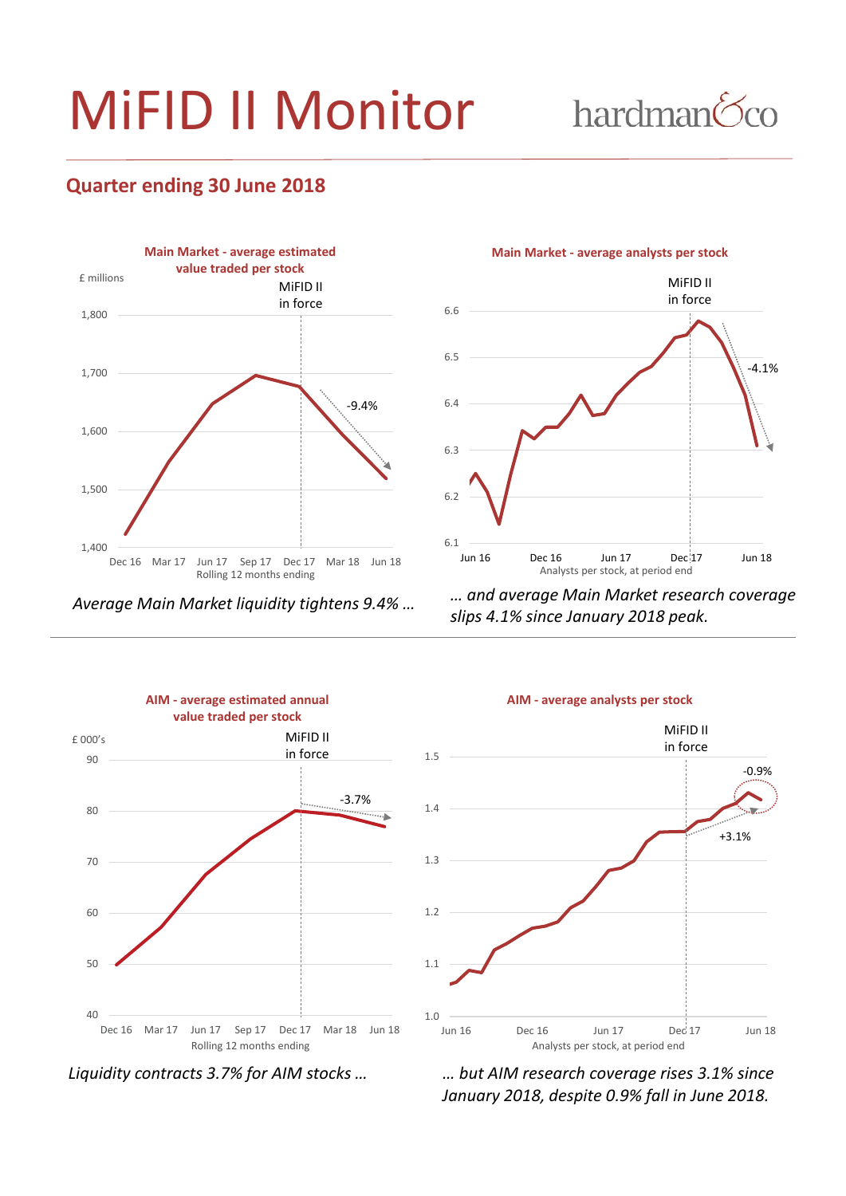# MiFID II Monitor

hardman&co

## Quarter ending 30 June 2018

**Main Market - average estimated value traded per stock**

£ millions

MiFID II in force

-9.4%

Rolling 12 months ending

*Average Main Market liquidity tightens 9.4% …*

**Main Market - average analysts per stock**

MiFID II in force

-4.1%

Analysts per stock, at period end

*… and average Main Market research coverage slips 4.1% since January 2018 peak.*

**AIM - average estimated annual value traded per stock**

£ 000's

MiFID II in force

-3.7%

Rolling 12 months ending

*Liquidity contracts 3.7% for AIM stocks …*

**AIM - average analysts per stock**

MiFID II in force

-0.9%

+3.1%

Analysts per stock, at period end

*… but AIM research coverage rises 3.1% since January 2018, despite 0.9% fall in June 2018.*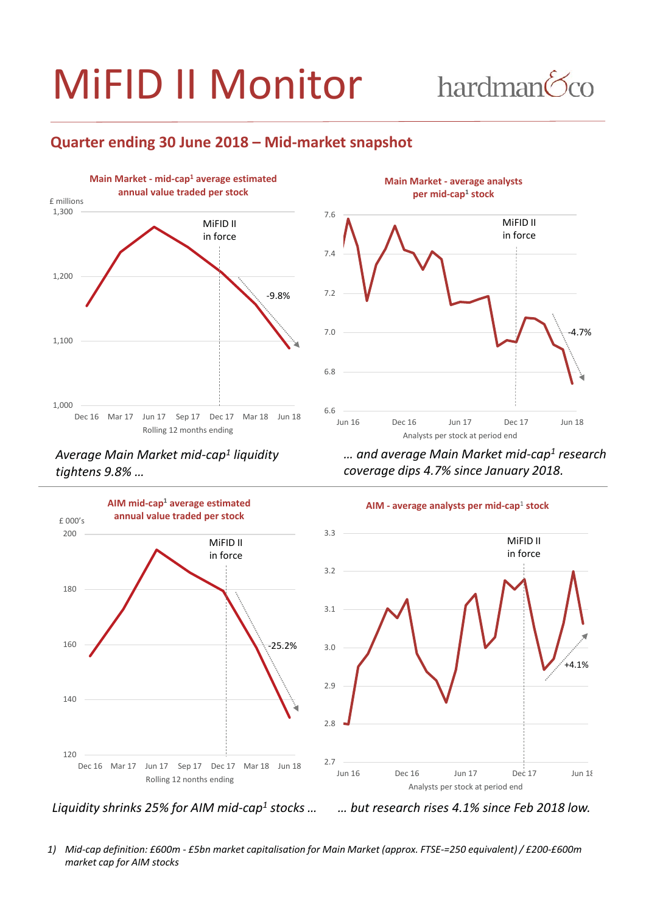# MiFID II Monitor

hardman&co

## Quarter ending 30 June 2018 – Mid-market snapshot

**Main Market - mid-cap[1] average estimated annual value traded per stock**

£ millions

Rolling 12 months ending

MiFID II in force

-9.8%

**Main Market - average analysts per mid-cap[1] stock**

Analysts per stock at period end

MiFID II in force

-4.7%

*Average Main Market mid-cap[1] liquidity tightens 9.8% …*

*… and average Main Market mid-cap[1] research coverage dips 4.7% since January 2018.*

**AIM mid-cap[1] average estimated annual value traded per stock**

£ 000's

Rolling 12 nonths ending

MiFID II in force

-25.2%

**AIM - average analysts per mid-cap[1] stock**

Analysts per stock at period end

MiFID II in force

+4.1%

*Liquidity shrinks 25% for AIM mid-cap[1] stocks …*

*… but research rises 4.1% since Feb 2018 low.*

1) *Mid-cap definition: £600m - £5bn market capitalisation for Main Market (approx. FTSE-=250 equivalent) / £200-£600m market cap for AIM stocks*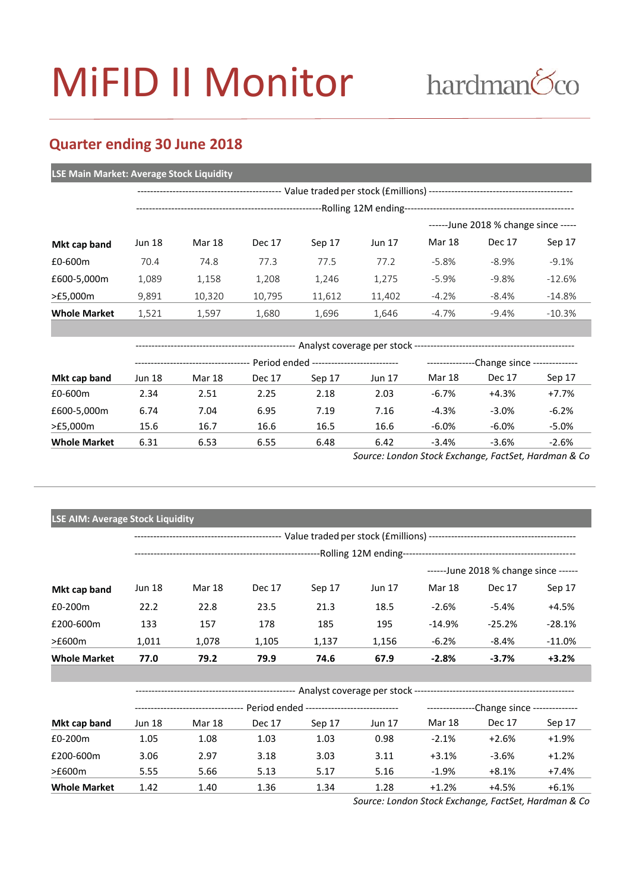# MiFID II Monitor

hardman&co

## Quarter ending 30 June 2018

**LSE Main Market: Average Stock Liquidity**

| | Value traded per stock (£millions) | | | | | | | |
|---|---|---|---|---|---|---|---|---|
| | Rolling 12M ending | | | | | June 2018 % change since | | |
| **Mkt cap band** | Jun 18 | Mar 18 | Dec 17 | Sep 17 | Jun 17 | Mar 18 | Dec 17 | Sep 17 |
| £0-600m | 70.4 | 74.8 | 77.3 | 77.5 | 77.2 | -5.8% | -8.9% | -9.1% |
| £600-5,000m | 1,089 | 1,158 | 1,208 | 1,246 | 1,275 | -5.9% | -9.8% | -12.6% |
| >£5,000m | 9,891 | 10,320 | 10,795 | 11,612 | 11,402 | -4.2% | -8.4% | -14.8% |
| **Whole Market** | 1,521 | 1,597 | 1,680 | 1,696 | 1,646 | -4.7% | -9.4% | -10.3% |

| | Analyst coverage per stock | | | | | | | |
|---|---|---|---|---|---|---|---|---|
| | Period ended | | | | | Change since | | |
| **Mkt cap band** | Jun 18 | Mar 18 | Dec 17 | Sep 17 | Jun 17 | Mar 18 | Dec 17 | Sep 17 |
| £0-600m | 2.34 | 2.51 | 2.25 | 2.18 | 2.03 | -6.7% | +4.3% | +7.7% |
| £600-5,000m | 6.74 | 7.04 | 6.95 | 7.19 | 7.16 | -4.3% | -3.0% | -6.2% |
| >£5,000m | 15.6 | 16.7 | 16.6 | 16.5 | 16.6 | -6.0% | -6.0% | -5.0% |
| **Whole Market** | 6.31 | 6.53 | 6.55 | 6.48 | 6.42 | -3.4% | -3.6% | -2.6% |

*Source: London Stock Exchange, FactSet, Hardman & Co*

**LSE AIM: Average Stock Liquidity**

| | Value traded per stock (£millions) | | | | | | | |
|---|---|---|---|---|---|---|---|---|
| | Rolling 12M ending | | | | | June 2018 % change since | | |
| **Mkt cap band** | Jun 18 | Mar 18 | Dec 17 | Sep 17 | Jun 17 | Mar 18 | Dec 17 | Sep 17 |
| £0-200m | 22.2 | 22.8 | 23.5 | 21.3 | 18.5 | -2.6% | -5.4% | +4.5% |
| £200-600m | 133 | 157 | 178 | 185 | 195 | -14.9% | -25.2% | -28.1% |
| >£600m | 1,011 | 1,078 | 1,105 | 1,137 | 1,156 | -6.2% | -8.4% | -11.0% |
| **Whole Market** | **77.0** | **79.2** | **79.9** | **74.6** | **67.9** | **-2.8%** | **-3.7%** | **+3.2%** |

| | Analyst coverage per stock | | | | | | | |
|---|---|---|---|---|---|---|---|---|
| | Period ended | | | | | Change since | | |
| **Mkt cap band** | Jun 18 | Mar 18 | Dec 17 | Sep 17 | Jun 17 | Mar 18 | Dec 17 | Sep 17 |
| £0-200m | 1.05 | 1.08 | 1.03 | 1.03 | 0.98 | -2.1% | +2.6% | +1.9% |
| £200-600m | 3.06 | 2.97 | 3.18 | 3.03 | 3.11 | +3.1% | -3.6% | +1.2% |
| >£600m | 5.55 | 5.66 | 5.13 | 5.17 | 5.16 | -1.9% | +8.1% | +7.4% |
| **Whole Market** | 1.42 | 1.40 | 1.36 | 1.34 | 1.28 | +1.2% | +4.5% | +6.1% |

*Source: London Stock Exchange, FactSet, Hardman & Co*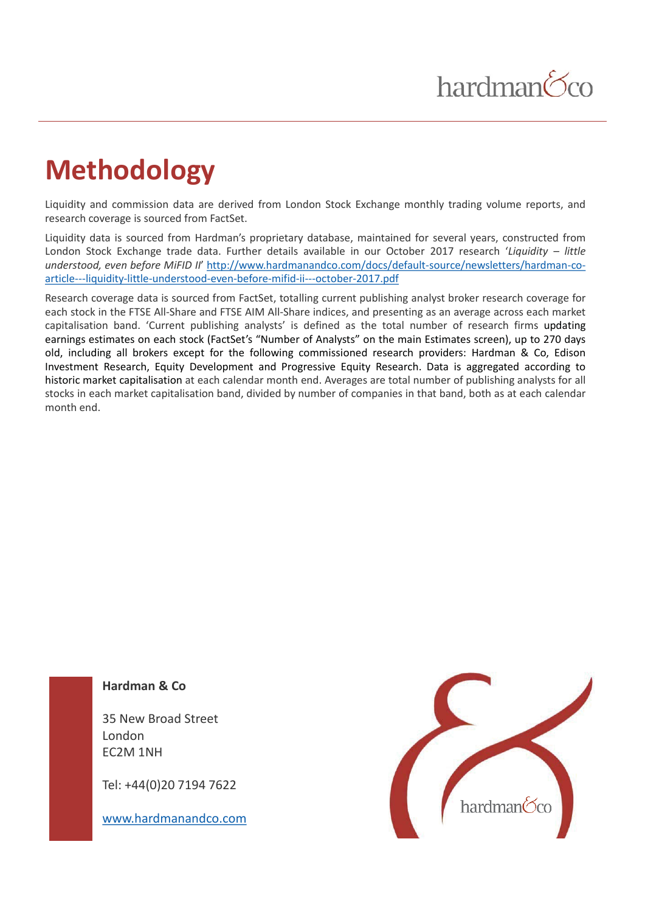# Methodology

Liquidity and commission data are derived from London Stock Exchange monthly trading volume reports, and research coverage is sourced from FactSet.

Liquidity data is sourced from Hardman's proprietary database, maintained for several years, constructed from London Stock Exchange trade data. Further details available in our October 2017 research '*Liquidity – little understood, even before MiFID II*' [http://www.hardmanandco.com/docs/default-source/newsletters/hardman-co-article---liquidity-little-understood-even-before-mifid-ii---october-2017.pdf](http://www.hardmanandco.com/docs/default-source/newsletters/hardman-co-article---liquidity-little-understood-even-before-mifid-ii---october-2017.pdf)

Research coverage data is sourced from FactSet, totalling current publishing analyst broker research coverage for each stock in the FTSE All-Share and FTSE AIM All-Share indices, and presenting as an average across each market capitalisation band. 'Current publishing analysts' is defined as the total number of research firms updating earnings estimates on each stock (FactSet's "Number of Analysts" on the main Estimates screen), up to 270 days old, including all brokers except for the following commissioned research providers: Hardman & Co, Edison Investment Research, Equity Development and Progressive Equity Research. Data is aggregated according to historic market capitalisation at each calendar month end. Averages are total number of publishing analysts for all stocks in each market capitalisation band, divided by number of companies in that band, both as at each calendar month end.

**Hardman & Co**

35 New Broad Street
London
EC2M 1NH

Tel: +44(0)20 7194 7622

[www.hardmanandco.com](http://www.hardmanandco.com)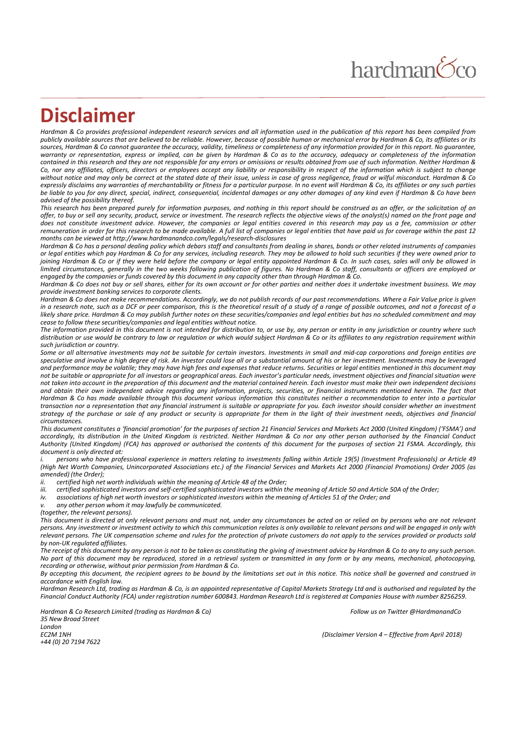# Disclaimer

*Hardman & Co provides professional independent research services and all information used in the publication of this report has been compiled from publicly available sources that are believed to be reliable. However, because of possible human or mechanical error by Hardman & Co, its affiliates or its sources, Hardman & Co cannot guarantee the accuracy, validity, timeliness or completeness of any information provided for in this report. No guarantee, warranty or representation, express or implied, can be given by Hardman & Co as to the accuracy, adequacy or completeness of the information contained in this research and they are not responsible for any errors or omissions or results obtained from use of such information. Neither Hardman & Co, nor any affiliates, officers, directors or employees accept any liability or responsibility in respect of the information which is subject to change without notice and may only be correct at the stated date of their issue, unless in case of gross negligence, fraud or wilful misconduct. Hardman & Co expressly disclaims any warranties of merchantability or fitness for a particular purpose. In no event will Hardman & Co, its affiliates or any such parties be liable to you for any direct, special, indirect, consequential, incidental damages or any other damages of any kind even if Hardman & Co have been advised of the possibility thereof.*

*This research has been prepared purely for information purposes, and nothing in this report should be construed as an offer, or the solicitation of an offer, to buy or sell any security, product, service or investment. The research reflects the objective views of the analyst(s) named on the front page and does not constitute investment advice. However, the companies or legal entities covered in this research may pay us a fee, commission or other remuneration in order for this research to be made available. A full list of companies or legal entities that have paid us for coverage within the past 12 months can be viewed at http://www.hardmanandco.com/legals/research-disclosures*

*Hardman & Co has a personal dealing policy which debars staff and consultants from dealing in shares, bonds or other related instruments of companies or legal entities which pay Hardman & Co for any services, including research. They may be allowed to hold such securities if they were owned prior to joining Hardman & Co or if they were held before the company or legal entity appointed Hardman & Co. In such cases, sales will only be allowed in limited circumstances, generally in the two weeks following publication of figures. No Hardman & Co staff, consultants or officers are employed or engaged by the companies or funds covered by this document in any capacity other than through Hardman & Co.*

*Hardman & Co does not buy or sell shares, either for its own account or for other parties and neither does it undertake investment business. We may provide investment banking services to corporate clients.*

*Hardman & Co does not make recommendations. Accordingly, we do not publish records of our past recommendations. Where a Fair Value price is given in a research note, such as a DCF or peer comparison, this is the theoretical result of a study of a range of possible outcomes, and not a forecast of a likely share price. Hardman & Co may publish further notes on these securities/companies and legal entities but has no scheduled commitment and may cease to follow these securities/companies and legal entities without notice.*

*The information provided in this document is not intended for distribution to, or use by, any person or entity in any jurisdiction or country where such distribution or use would be contrary to law or regulation or which would subject Hardman & Co or its affiliates to any registration requirement within such jurisdiction or country.*

*Some or all alternative investments may not be suitable for certain investors. Investments in small and mid-cap corporations and foreign entities are speculative and involve a high degree of risk. An investor could lose all or a substantial amount of his or her investment. Investments may be leveraged and performance may be volatile; they may have high fees and expenses that reduce returns. Securities or legal entities mentioned in this document may not be suitable or appropriate for all investors or geographical areas. Each investor's particular needs, investment objectives and financial situation were not taken into account in the preparation of this document and the material contained herein. Each investor must make their own independent decisions and obtain their own independent advice regarding any information, projects, securities, or financial instruments mentioned herein. The fact that Hardman & Co has made available through this document various information this constitutes neither a recommendation to enter into a particular transaction nor a representation that any financial instrument is suitable or appropriate for you. Each investor should consider whether an investment strategy of the purchase or sale of any product or security is appropriate for them in the light of their investment needs, objectives and financial circumstances.*

*This document constitutes a 'financial promotion' for the purposes of section 21 Financial Services and Markets Act 2000 (United Kingdom) ('FSMA') and accordingly, its distribution in the United Kingdom is restricted. Neither Hardman & Co nor any other person authorised by the Financial Conduct Authority (United Kingdom) (FCA) has approved or authorised the contents of this document for the purposes of section 21 FSMA. Accordingly, this document is only directed at:*

*i. persons who have professional experience in matters relating to investments falling within Article 19(5) (Investment Professionals) or Article 49 (High Net Worth Companies, Unincorporated Associations etc.) of the Financial Services and Markets Act 2000 (Financial Promotions) Order 2005 (as amended) (the Order);*

*ii. certified high net worth individuals within the meaning of Article 48 of the Order;*

*iii. certified sophisticated investors and self-certified sophisticated investors within the meaning of Article 50 and Article 50A of the Order;*

*iv. associations of high net worth investors or sophisticated investors within the meaning of Articles 51 of the Order; and*

*v. any other person whom it may lawfully be communicated.*

*(together, the relevant persons).*

*This document is directed at only relevant persons and must not, under any circumstances be acted on or relied on by persons who are not relevant persons. Any investment or investment activity to which this communication relates is only available to relevant persons and will be engaged in only with relevant persons. The UK compensation scheme and rules for the protection of private customers do not apply to the services provided or products sold by non-UK regulated affiliates.*

*The receipt of this document by any person is not to be taken as constituting the giving of investment advice by Hardman & Co to any to any such person. No part of this document may be reproduced, stored in a retrieval system or transmitted in any form or by any means, mechanical, photocopying, recording or otherwise, without prior permission from Hardman & Co.*

*By accepting this document, the recipient agrees to be bound by the limitations set out in this notice. This notice shall be governed and construed in accordance with English law.*

*Hardman Research Ltd, trading as Hardman & Co, is an appointed representative of Capital Markets Strategy Ltd and is authorised and regulated by the Financial Conduct Authority (FCA) under registration number 600843. Hardman Research Ltd is registered at Companies House with number 8256259.*

*Hardman & Co Research Limited (trading as Hardman & Co)*
*35 New Broad Street*
*London*
*EC2M 1NH*
*+44 (0) 20 7194 7622*

*Follow us on Twitter @HardmanandCo*

*(Disclaimer Version 4 – Effective from April 2018)*